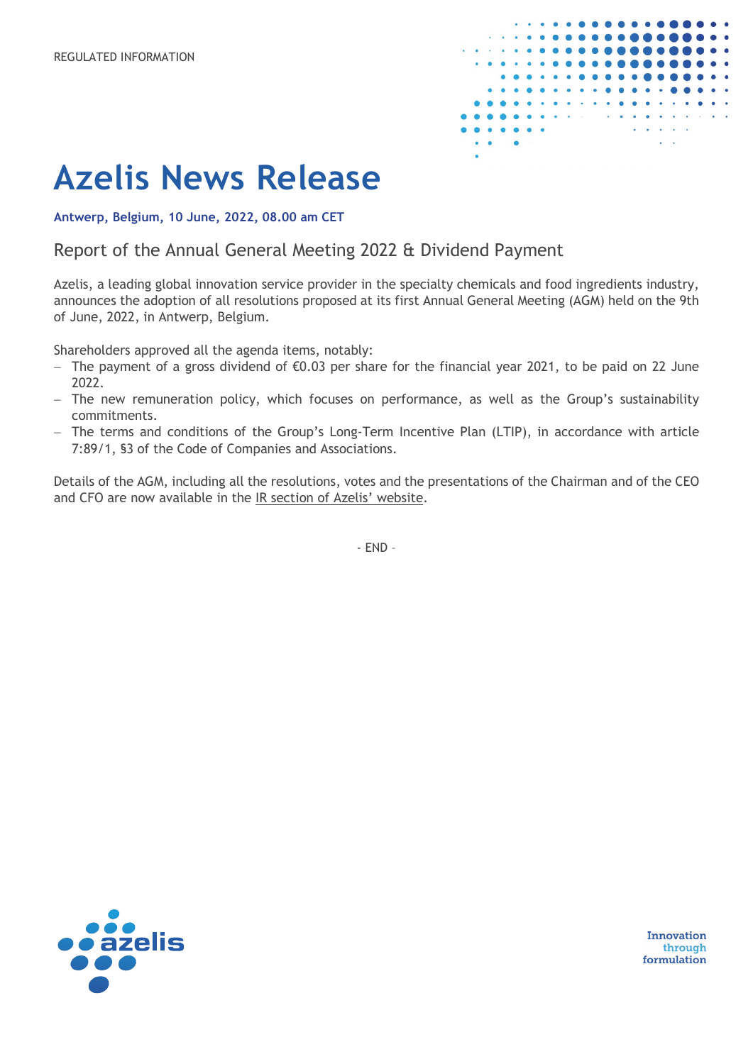REGULATED INFORMATION

# Azelis News Release

**Antwerp, Belgium, 10 June, 2022, 08.00 am CET**

## Report of the Annual General Meeting 2022 & Dividend Payment

Azelis, a leading global innovation service provider in the specialty chemicals and food ingredients industry, announces the adoption of all resolutions proposed at its first Annual General Meeting (AGM) held on the 9th of June, 2022, in Antwerp, Belgium.

Shareholders approved all the agenda items, notably:

- The payment of a gross dividend of €0.03 per share for the financial year 2021, to be paid on 22 June 2022.
- The new remuneration policy, which focuses on performance, as well as the Group's sustainability commitments.
- The terms and conditions of the Group's Long-Term Incentive Plan (LTIP), in accordance with article 7:89/1, §3 of the Code of Companies and Associations.

Details of the AGM, including all the resolutions, votes and the presentations of the Chairman and of the CEO and CFO are now available in the IR section of Azelis' website.

- END -

Innovation through formulation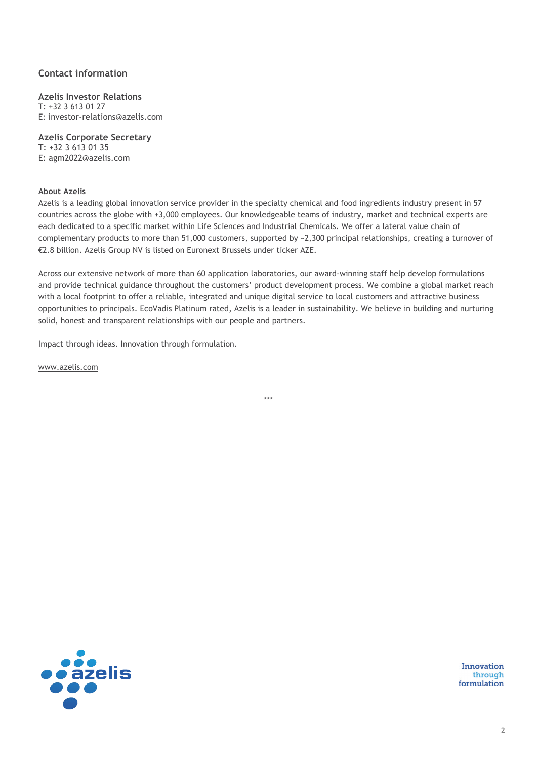## Contact information

**Azelis Investor Relations**
T: +32 3 613 01 27
E: investor-relations@azelis.com

**Azelis Corporate Secretary**
T: +32 3 613 01 35
E: agm2022@azelis.com

**About Azelis**

Azelis is a leading global innovation service provider in the specialty chemical and food ingredients industry present in 57 countries across the globe with +3,000 employees. Our knowledgeable teams of industry, market and technical experts are each dedicated to a specific market within Life Sciences and Industrial Chemicals. We offer a lateral value chain of complementary products to more than 51,000 customers, supported by ~2,300 principal relationships, creating a turnover of €2.8 billion. Azelis Group NV is listed on Euronext Brussels under ticker AZE.

Across our extensive network of more than 60 application laboratories, our award-winning staff help develop formulations and provide technical guidance throughout the customers' product development process. We combine a global market reach with a local footprint to offer a reliable, integrated and unique digital service to local customers and attractive business opportunities to principals. EcoVadis Platinum rated, Azelis is a leader in sustainability. We believe in building and nurturing solid, honest and transparent relationships with our people and partners.

Impact through ideas. Innovation through formulation.

www.azelis.com

***

Innovation through formulation